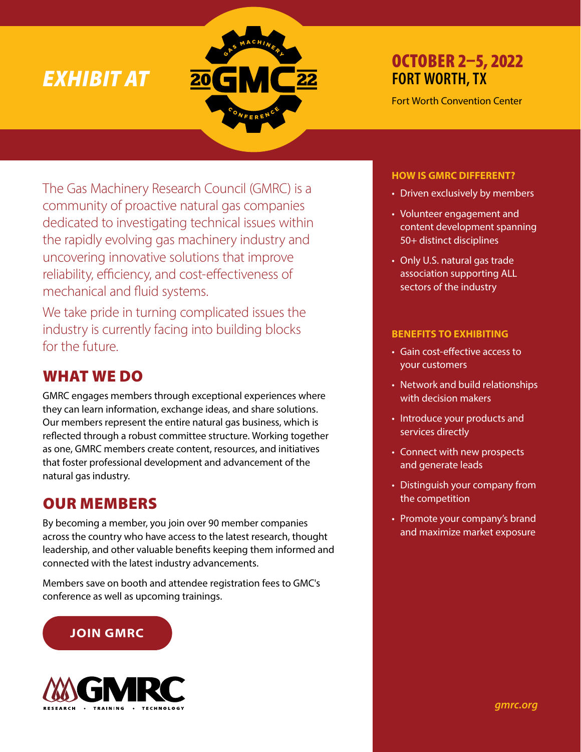# EXHIBIT AT 2022 GMC — GAS MACHINERY CONFERENCE

## OCTOBER 2–5, 2022
## FORT WORTH, TX

Fort Worth Convention Center

The Gas Machinery Research Council (GMRC) is a community of proactive natural gas companies dedicated to investigating technical issues within the rapidly evolving gas machinery industry and uncovering innovative solutions that improve reliability, efficiency, and cost-effectiveness of mechanical and fluid systems.

We take pride in turning complicated issues the industry is currently facing into building blocks for the future.

## WHAT WE DO

GMRC engages members through exceptional experiences where they can learn information, exchange ideas, and share solutions. Our members represent the entire natural gas business, which is reflected through a robust committee structure. Working together as one, GMRC members create content, resources, and initiatives that foster professional development and advancement of the natural gas industry.

## OUR MEMBERS

By becoming a member, you join over 90 member companies across the country who have access to the latest research, thought leadership, and other valuable benefits keeping them informed and connected with the latest industry advancements.

Members save on booth and attendee registration fees to GMC's conference as well as upcoming trainings.

**JOIN GMRC**

GMRC — RESEARCH • TRAINING • TECHNOLOGY

### HOW IS GMRC DIFFERENT?

- Driven exclusively by members
- Volunteer engagement and content development spanning 50+ distinct disciplines
- Only U.S. natural gas trade association supporting ALL sectors of the industry

### BENEFITS TO EXHIBITING

- Gain cost-effective access to your customers
- Network and build relationships with decision makers
- Introduce your products and services directly
- Connect with new prospects and generate leads
- Distinguish your company from the competition
- Promote your company's brand and maximize market exposure

*gmrc.org*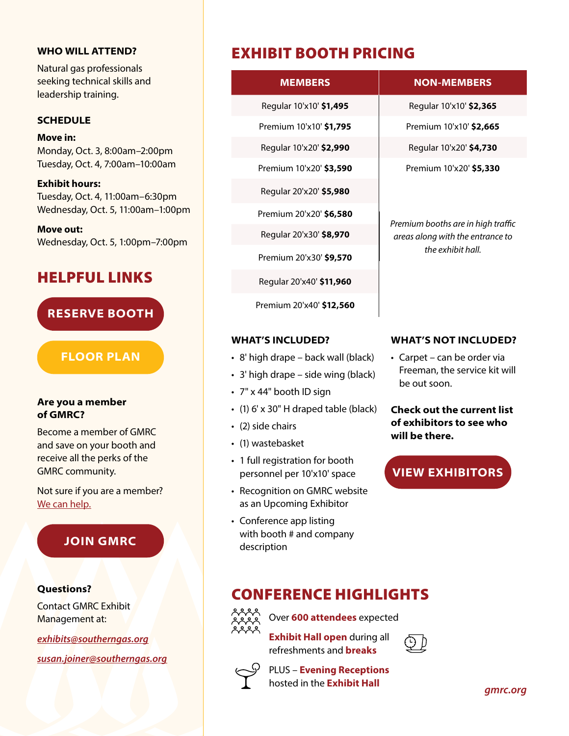**WHO WILL ATTEND?**

Natural gas professionals seeking technical skills and leadership training.

**SCHEDULE**

**Move in:**
Monday, Oct. 3, 8:00am–2:00pm
Tuesday, Oct. 4, 7:00am–10:00am

**Exhibit hours:**
Tuesday, Oct. 4, 11:00am–6:30pm
Wednesday, Oct. 5, 11:00am–1:00pm

**Move out:**
Wednesday, Oct. 5, 1:00pm–7:00pm

## HELPFUL LINKS

RESERVE BOOTH

FLOOR PLAN

**Are you a member of GMRC?**

Become a member of GMRC and save on your booth and receive all the perks of the GMRC community.

Not sure if you are a member? We can help.

JOIN GMRC

**Questions?**

Contact GMRC Exhibit Management at:

*exhibits@southerngas.org*

*susan.joiner@southerngas.org*

## EXHIBIT BOOTH PRICING

| MEMBERS | NON-MEMBERS |
|---|---|
| Regular 10'x10' **$1,495** | Regular 10'x10' **$2,365** |
| Premium 10'x10' **$1,795** | Premium 10'x10' **$2,665** |
| Regular 10'x20' **$2,990** | Regular 10'x20' **$4,730** |
| Premium 10'x20' **$3,590** | Premium 10'x20' **$5,330** |
| Regular 20'x20' **$5,980** | |
| Premium 20'x20' **$6,580** | |
| Regular 20'x30' **$8,970** | |
| Premium 20'x30' **$9,570** | |
| Regular 20'x40' **$11,960** | |
| Premium 20'x40' **$12,560** | |

*Premium booths are in high traffic areas along with the entrance to the exhibit hall.*

**WHAT'S INCLUDED?**

- 8' high drape – back wall (black)
- 3' high drape – side wing (black)
- 7" x 44" booth ID sign
- (1) 6' x 30" H draped table (black)
- (2) side chairs
- (1) wastebasket
- 1 full registration for booth personnel per 10'x10' space
- Recognition on GMRC website as an Upcoming Exhibitor
- Conference app listing with booth # and company description

**WHAT'S NOT INCLUDED?**

- Carpet – can be order via Freeman, the service kit will be out soon.

**Check out the current list of exhibitors to see who will be there.**

VIEW EXHIBITORS

## CONFERENCE HIGHLIGHTS

Over **600 attendees** expected

**Exhibit Hall open** during all refreshments and **breaks**

PLUS – **Evening Receptions** hosted in the **Exhibit Hall**

*gmrc.org*